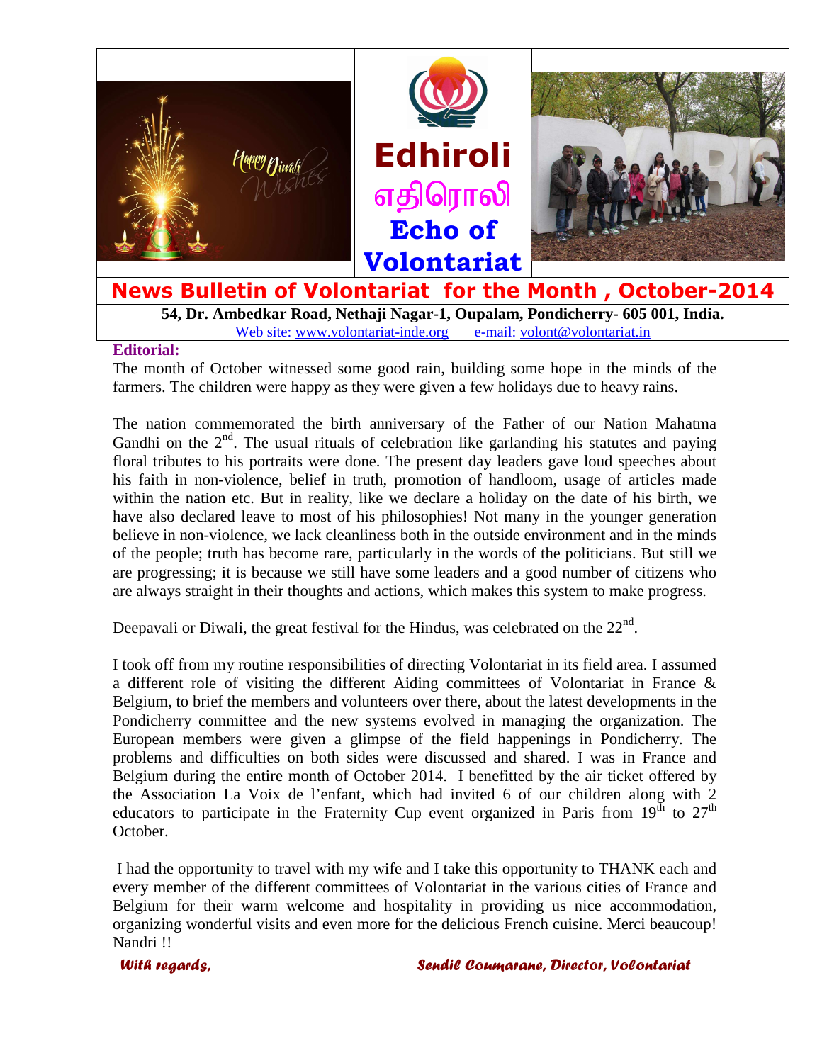# Edhiroli

# எதிரொலி

## Echo of Volontariat

## News Bulletin of Volontariat for the Month , October-2014

**54, Dr. Ambedkar Road, Nethaji Nagar-1, Oupalam, Pondicherry- 605 001, India.**

Web site: www.volontariat-inde.org e-mail: volont@volontariat.in

**Editorial:**

The month of October witnessed some good rain, building some hope in the minds of the farmers. The children were happy as they were given a few holidays due to heavy rains.

The nation commemorated the birth anniversary of the Father of our Nation Mahatma Gandhi on the 2nd. The usual rituals of celebration like garlanding his statutes and paying floral tributes to his portraits were done. The present day leaders gave loud speeches about his faith in non-violence, belief in truth, promotion of handloom, usage of articles made within the nation etc. But in reality, like we declare a holiday on the date of his birth, we have also declared leave to most of his philosophies! Not many in the younger generation believe in non-violence, we lack cleanliness both in the outside environment and in the minds of the people; truth has become rare, particularly in the words of the politicians. But still we are progressing; it is because we still have some leaders and a good number of citizens who are always straight in their thoughts and actions, which makes this system to make progress.

Deepavali or Diwali, the great festival for the Hindus, was celebrated on the 22nd.

I took off from my routine responsibilities of directing Volontariat in its field area. I assumed a different role of visiting the different Aiding committees of Volontariat in France & Belgium, to brief the members and volunteers over there, about the latest developments in the Pondicherry committee and the new systems evolved in managing the organization. The European members were given a glimpse of the field happenings in Pondicherry. The problems and difficulties on both sides were discussed and shared. I was in France and Belgium during the entire month of October 2014. I benefitted by the air ticket offered by the Association La Voix de l'enfant, which had invited 6 of our children along with 2 educators to participate in the Fraternity Cup event organized in Paris from 19th to 27th October.

I had the opportunity to travel with my wife and I take this opportunity to THANK each and every member of the different committees of Volontariat in the various cities of France and Belgium for their warm welcome and hospitality in providing us nice accommodation, organizing wonderful visits and even more for the delicious French cuisine. Merci beaucoup! Nandri !!

*With regards,* *Sendil Coumarane, Director, Volontariat*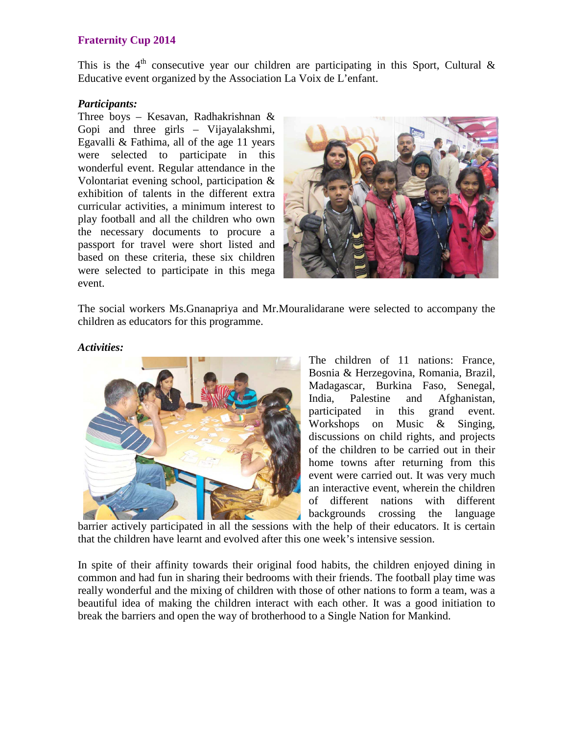**Fraternity Cup 2014**

This is the 4th consecutive year our children are participating in this Sport, Cultural & Educative event organized by the Association La Voix de L'enfant.

***Participants:***

Three boys – Kesavan, Radhakrishnan & Gopi and three girls – Vijayalakshmi, Egavalli & Fathima, all of the age 11 years were selected to participate in this wonderful event. Regular attendance in the Volontariat evening school, participation & exhibition of talents in the different extra curricular activities, a minimum interest to play football and all the children who own the necessary documents to procure a passport for travel were short listed and based on these criteria, these six children were selected to participate in this mega event.

The social workers Ms.Gnanapriya and Mr.Mouralidarane were selected to accompany the children as educators for this programme.

***Activities:***

The children of 11 nations: France, Bosnia & Herzegovina, Romania, Brazil, Madagascar, Burkina Faso, Senegal, India, Palestine and Afghanistan, participated in this grand event. Workshops on Music & Singing, discussions on child rights, and projects of the children to be carried out in their home towns after returning from this event were carried out. It was very much an interactive event, wherein the children of different nations with different backgrounds crossing the language barrier actively participated in all the sessions with the help of their educators. It is certain that the children have learnt and evolved after this one week's intensive session.

In spite of their affinity towards their original food habits, the children enjoyed dining in common and had fun in sharing their bedrooms with their friends. The football play time was really wonderful and the mixing of children with those of other nations to form a team, was a beautiful idea of making the children interact with each other. It was a good initiation to break the barriers and open the way of brotherhood to a Single Nation for Mankind.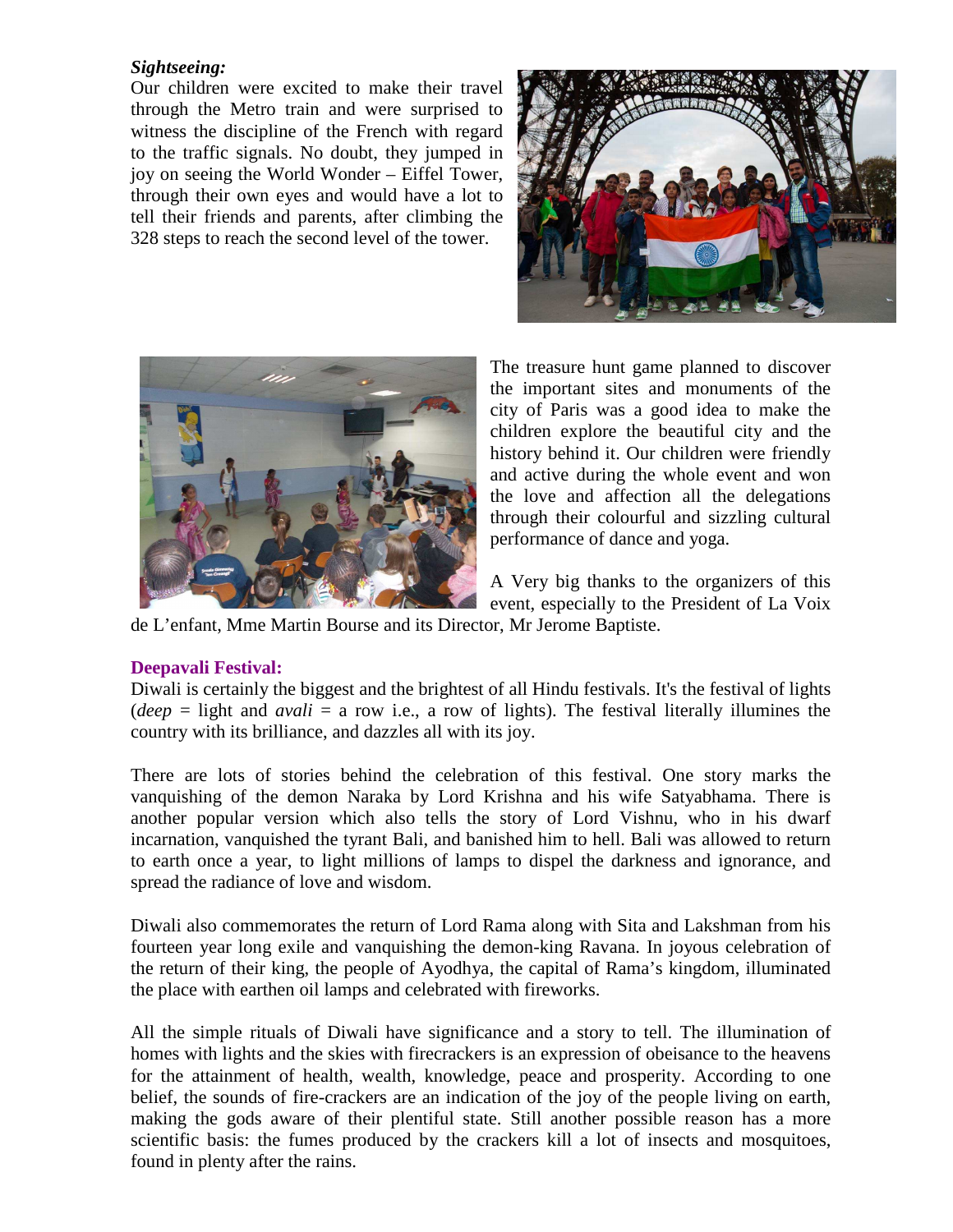***Sightseeing:***

Our children were excited to make their travel through the Metro train and were surprised to witness the discipline of the French with regard to the traffic signals. No doubt, they jumped in joy on seeing the World Wonder – Eiffel Tower, through their own eyes and would have a lot to tell their friends and parents, after climbing the 328 steps to reach the second level of the tower.

The treasure hunt game planned to discover the important sites and monuments of the city of Paris was a good idea to make the children explore the beautiful city and the history behind it. Our children were friendly and active during the whole event and won the love and affection all the delegations through their colourful and sizzling cultural performance of dance and yoga.

A Very big thanks to the organizers of this event, especially to the President of La Voix de L'enfant, Mme Martin Bourse and its Director, Mr Jerome Baptiste.

**Deepavali Festival:**

Diwali is certainly the biggest and the brightest of all Hindu festivals. It's the festival of lights (*deep* = light and *avali* = a row i.e., a row of lights). The festival literally illumines the country with its brilliance, and dazzles all with its joy.

There are lots of stories behind the celebration of this festival. One story marks the vanquishing of the demon Naraka by Lord Krishna and his wife Satyabhama. There is another popular version which also tells the story of Lord Vishnu, who in his dwarf incarnation, vanquished the tyrant Bali, and banished him to hell. Bali was allowed to return to earth once a year, to light millions of lamps to dispel the darkness and ignorance, and spread the radiance of love and wisdom.

Diwali also commemorates the return of Lord Rama along with Sita and Lakshman from his fourteen year long exile and vanquishing the demon-king Ravana. In joyous celebration of the return of their king, the people of Ayodhya, the capital of Rama's kingdom, illuminated the place with earthen oil lamps and celebrated with fireworks.

All the simple rituals of Diwali have significance and a story to tell. The illumination of homes with lights and the skies with firecrackers is an expression of obeisance to the heavens for the attainment of health, wealth, knowledge, peace and prosperity. According to one belief, the sounds of fire-crackers are an indication of the joy of the people living on earth, making the gods aware of their plentiful state. Still another possible reason has a more scientific basis: the fumes produced by the crackers kill a lot of insects and mosquitoes, found in plenty after the rains.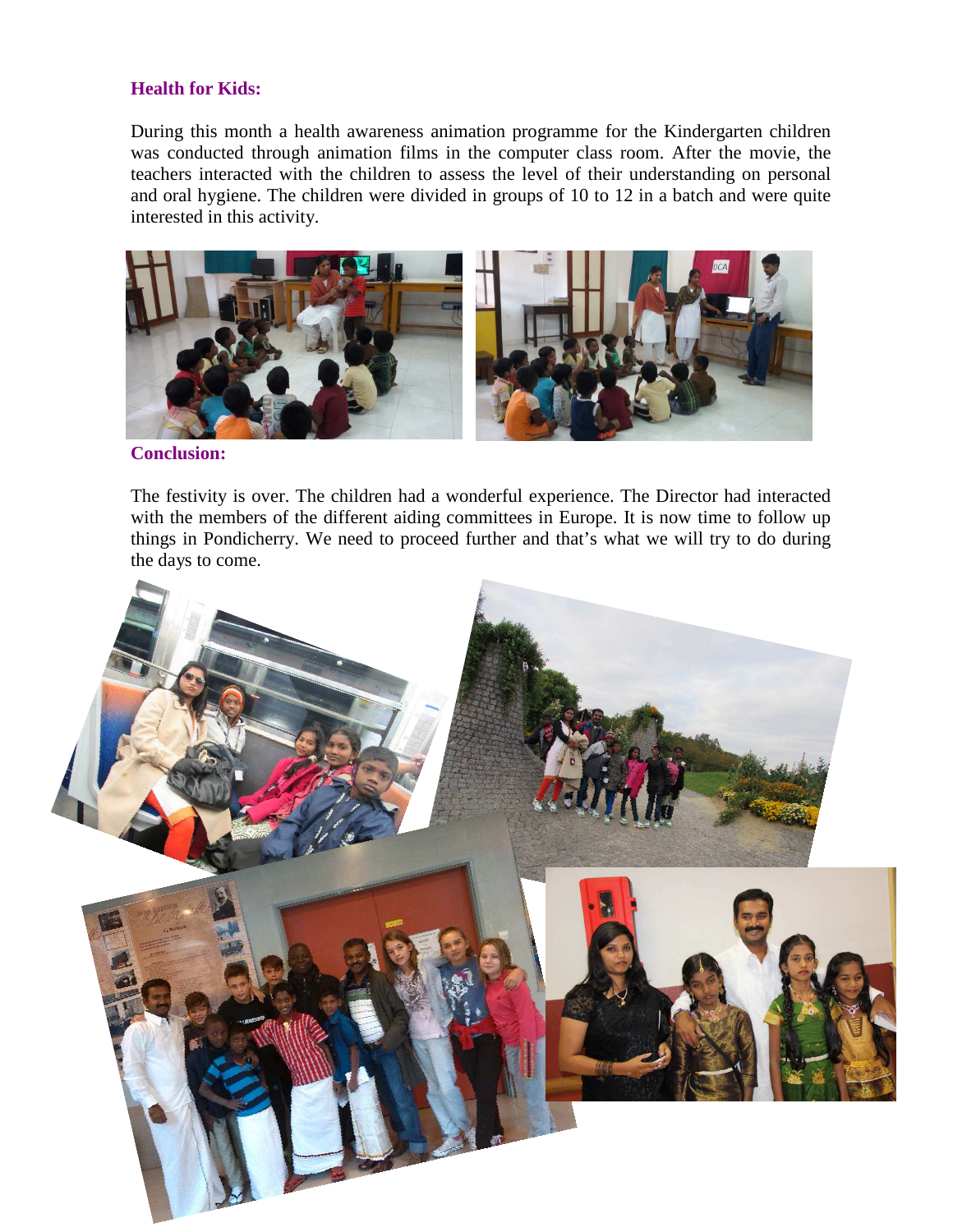### Health for Kids:

During this month a health awareness animation programme for the Kindergarten children was conducted through animation films in the computer class room. After the movie, the teachers interacted with the children to assess the level of their understanding on personal and oral hygiene. The children were divided in groups of 10 to 12 in a batch and were quite interested in this activity.

### Conclusion:

The festivity is over. The children had a wonderful experience. The Director had interacted with the members of the different aiding committees in Europe. It is now time to follow up things in Pondicherry. We need to proceed further and that's what we will try to do during the days to come.